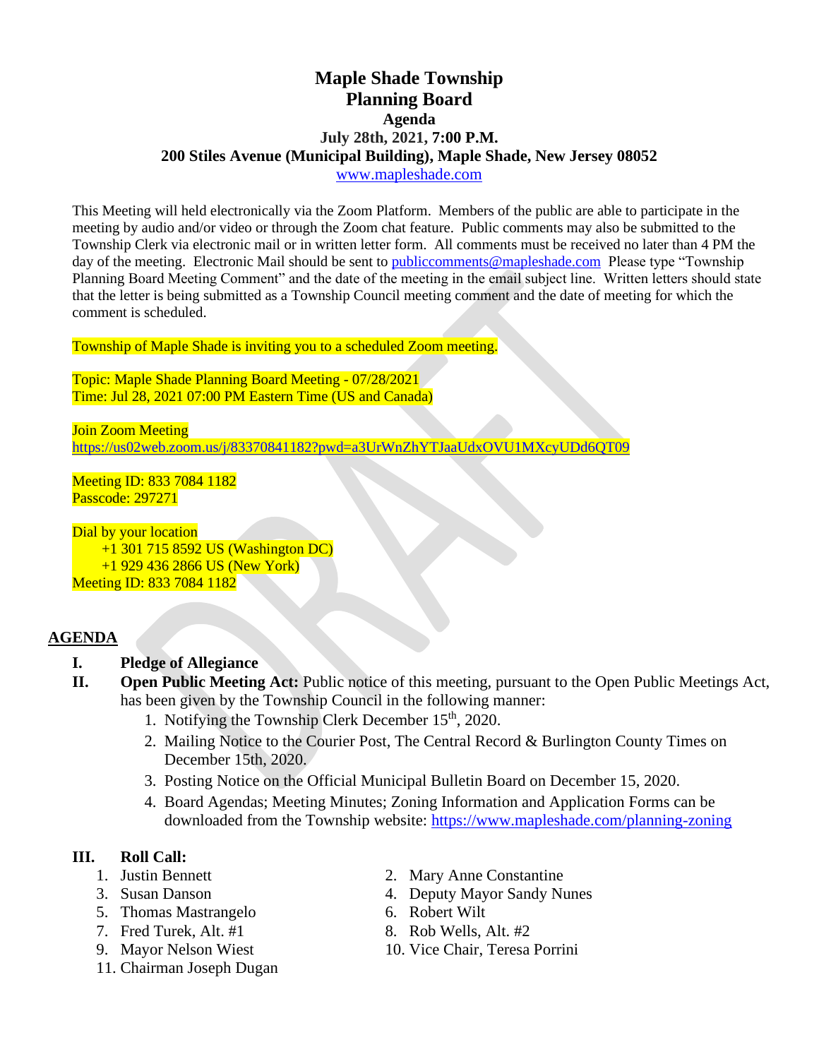# Maple Shade Township
# Planning Board
## Agenda
### July 28th, 2021, 7:00 P.M.
### 200 Stiles Avenue (Municipal Building), Maple Shade, New Jersey 08052
www.mapleshade.com

This Meeting will held electronically via the Zoom Platform. Members of the public are able to participate in the meeting by audio and/or video or through the Zoom chat feature. Public comments may also be submitted to the Township Clerk via electronic mail or in written letter form. All comments must be received no later than 4 PM the day of the meeting. Electronic Mail should be sent to publiccomments@mapleshade.com Please type "Township Planning Board Meeting Comment" and the date of the meeting in the email subject line. Written letters should state that the letter is being submitted as a Township Council meeting comment and the date of meeting for which the comment is scheduled.

Township of Maple Shade is inviting you to a scheduled Zoom meeting.

Topic: Maple Shade Planning Board Meeting - 07/28/2021
Time: Jul 28, 2021 07:00 PM Eastern Time (US and Canada)

Join Zoom Meeting
https://us02web.zoom.us/j/83370841182?pwd=a3UrWnZhYTJaaUdxOVU1MXcyUDd6QT09

Meeting ID: 833 7084 1182
Passcode: 297271

Dial by your location
+1 301 715 8592 US (Washington DC)
+1 929 436 2866 US (New York)
Meeting ID: 833 7084 1182

## AGENDA

**I. Pledge of Allegiance**

**II. Open Public Meeting Act:** Public notice of this meeting, pursuant to the Open Public Meetings Act, has been given by the Township Council in the following manner:

1. Notifying the Township Clerk December 15th, 2020.
2. Mailing Notice to the Courier Post, The Central Record & Burlington County Times on December 15th, 2020.
3. Posting Notice on the Official Municipal Bulletin Board on December 15, 2020.
4. Board Agendas; Meeting Minutes; Zoning Information and Application Forms can be downloaded from the Township website: https://www.mapleshade.com/planning-zoning

**III. Roll Call:**

1. Justin Bennett
2. Mary Anne Constantine
3. Susan Danson
4. Deputy Mayor Sandy Nunes
5. Thomas Mastrangelo
6. Robert Wilt
7. Fred Turek, Alt. #1
8. Rob Wells, Alt. #2
9. Mayor Nelson Wiest
10. Vice Chair, Teresa Porrini
11. Chairman Joseph Dugan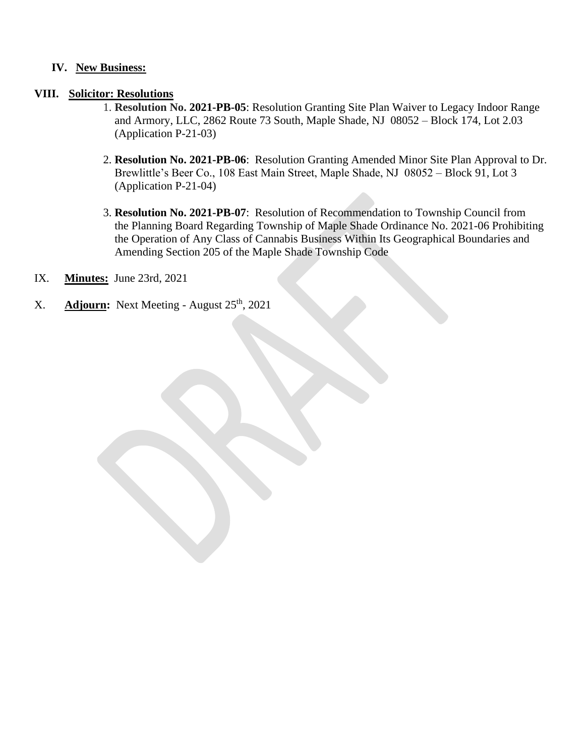**IV. New Business:**

**VIII. Solicitor: Resolutions**

1. **Resolution No. 2021-PB-05**: Resolution Granting Site Plan Waiver to Legacy Indoor Range and Armory, LLC, 2862 Route 73 South, Maple Shade, NJ 08052 – Block 174, Lot 2.03 (Application P-21-03)

2. **Resolution No. 2021-PB-06**: Resolution Granting Amended Minor Site Plan Approval to Dr. Brewlittle's Beer Co., 108 East Main Street, Maple Shade, NJ 08052 – Block 91, Lot 3 (Application P-21-04)

3. **Resolution No. 2021-PB-07**: Resolution of Recommendation to Township Council from the Planning Board Regarding Township of Maple Shade Ordinance No. 2021-06 Prohibiting the Operation of Any Class of Cannabis Business Within Its Geographical Boundaries and Amending Section 205 of the Maple Shade Township Code

IX. **Minutes:** June 23rd, 2021

X. **Adjourn:** Next Meeting - August 25th, 2021